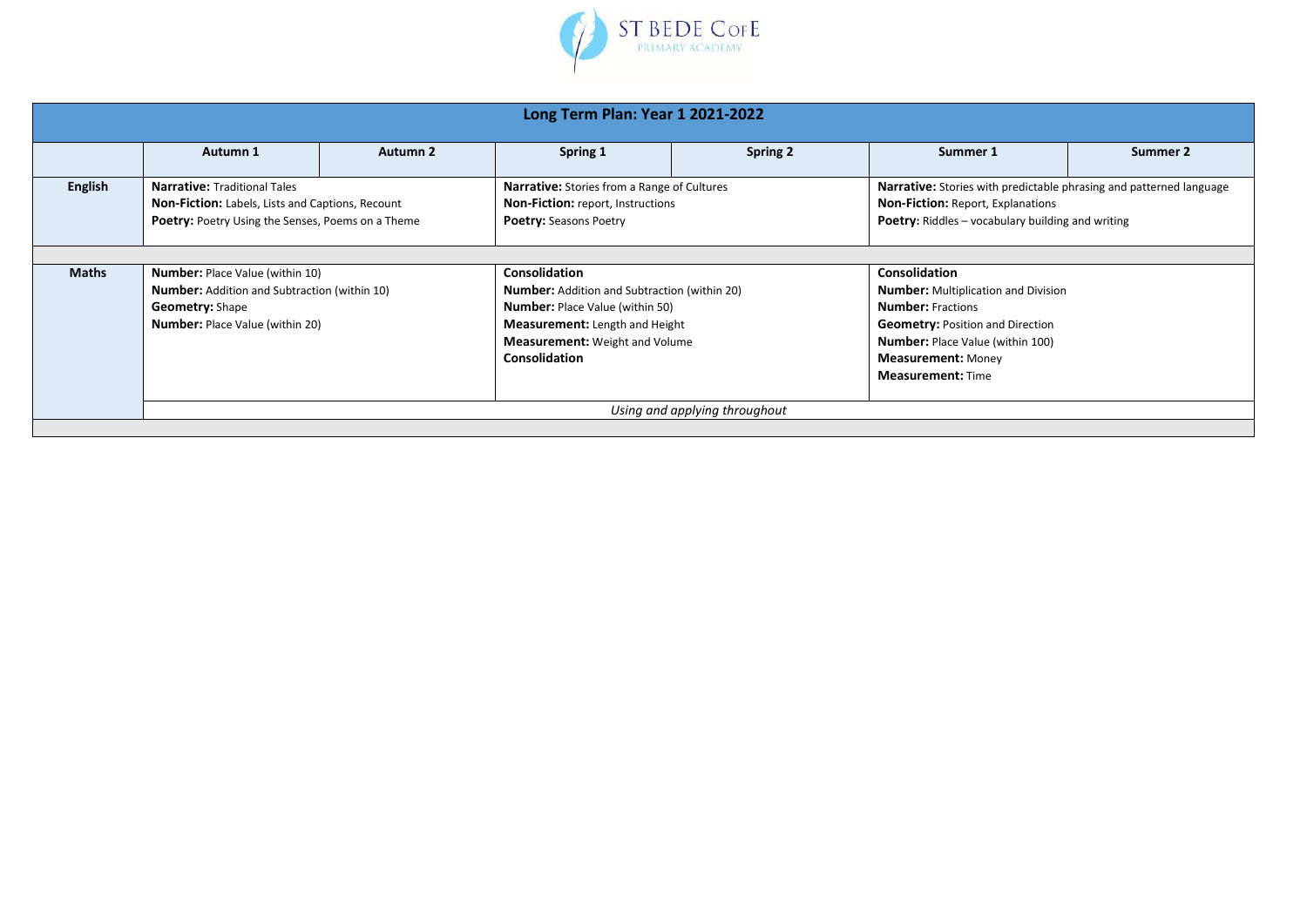ST BEDE CofE PRIMARY ACADEMY

# Long Term Plan: Year 1 2021-2022

| | Autumn 1 | Autumn 2 | Spring 1 | Spring 2 | Summer 1 | Summer 2 |
|---|---|---|---|---|---|---|
| **English** | **Narrative:** Traditional Tales<br>**Non-Fiction:** Labels, Lists and Captions, Recount<br>**Poetry:** Poetry Using the Senses, Poems on a Theme | | **Narrative:** Stories from a Range of Cultures<br>**Non-Fiction:** report, Instructions<br>**Poetry:** Seasons Poetry | | **Narrative:** Stories with predictable phrasing and patterned language<br>**Non-Fiction:** Report, Explanations<br>**Poetry:** Riddles – vocabulary building and writing | |
| **Maths** | **Number:** Place Value (within 10)<br>**Number:** Addition and Subtraction (within 10)<br>**Geometry:** Shape<br>**Number:** Place Value (within 20) | | **Consolidation**<br>**Number:** Addition and Subtraction (within 20)<br>**Number:** Place Value (within 50)<br>**Measurement:** Length and Height<br>**Measurement:** Weight and Volume<br>**Consolidation** | | **Consolidation**<br>**Number:** Multiplication and Division<br>**Number:** Fractions<br>**Geometry:** Position and Direction<br>**Number:** Place Value (within 100)<br>**Measurement:** Money<br>**Measurement:** Time | |
| | *Using and applying throughout* | | | | | |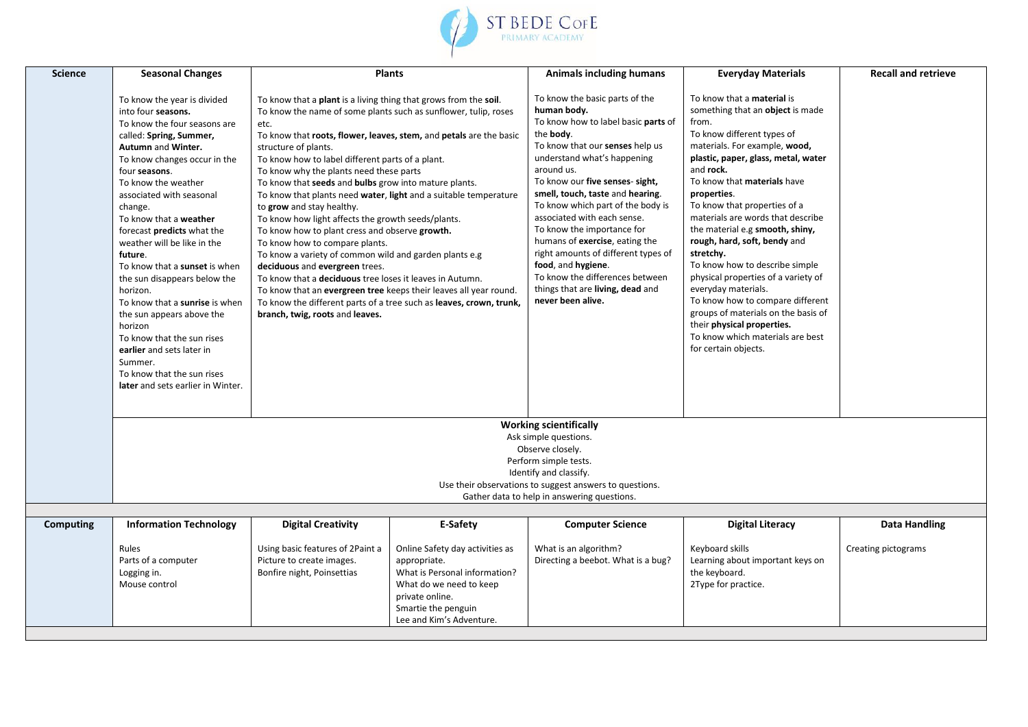| Science | Seasonal Changes | Plants | | Animals including humans | Everyday Materials | Recall and retrieve |
|---|---|---|---|---|---|---|
| | To know the year is divided into four **seasons.**<br>To know the four seasons are called: **Spring, Summer, Autumn** and **Winter.**<br>To know changes occur in the four **seasons**.<br>To know the weather associated with seasonal change.<br>To know that a **weather** forecast **predicts** what the weather will be like in the **future**.<br>To know that a **sunset** is when the sun disappears below the horizon.<br>To know that a **sunrise** is when the sun appears above the horizon<br>To know that the sun rises **earlier** and sets later in Summer.<br>To know that the sun rises **later** and sets earlier in Winter. | To know that a **plant** is a living thing that grows from the **soil**.<br>To know the name of some plants such as sunflower, tulip, roses etc.<br>To know that **roots, flower, leaves, stem,** and **petals** are the basic structure of plants.<br>To know how to label different parts of a plant.<br>To know why the plants need these parts<br>To know that **seeds** and **bulbs** grow into mature plants.<br>To know that plants need **water**, **light** and a suitable temperature to **grow** and stay healthy.<br>To know how light affects the growth seeds/plants.<br>To know how to plant cress and observe **growth.**<br>To know how to compare plants.<br>To know a variety of common wild and garden plants e.g **deciduous** and **evergreen** trees.<br>To know that a **deciduous** tree loses it leaves in Autumn.<br>To know that an **evergreen tree** keeps their leaves all year round.<br>To know the different parts of a tree such as **leaves, crown, trunk, branch, twig, roots** and **leaves.** | | To know the basic parts of the **human body.**<br>To know how to label basic **parts** of the **body**.<br>To know that our **senses** help us understand what's happening around us.<br>To know our **five senses- sight, smell, touch, taste** and **hearing**.<br>To know which part of the body is associated with each sense.<br>To know the importance for humans of **exercise**, eating the right amounts of different types of **food**, and **hygiene**.<br>To know the differences between things that are **living, dead** and **never been alive.** | To know that a **material** is something that an **object** is made from.<br>To know different types of materials. For example, **wood, plastic, paper, glass, metal, water** and **rock.**<br>To know that **materials** have **properties**.<br>To know that properties of a materials are words that describe the material e.g **smooth, shiny, rough, hard, soft, bendy** and **stretchy.**<br>To know how to describe simple physical properties of a variety of everyday materials.<br>To know how to compare different groups of materials on the basis of their **physical properties.**<br>To know which materials are best for certain objects. | |
| | **Working scientifically**<br>Ask simple questions.<br>Observe closely.<br>Perform simple tests.<br>Identify and classify.<br>Use their observations to suggest answers to questions.<br>Gather data to help in answering questions. | | | | | |

| Computing | Information Technology | Digital Creativity | E-Safety | Computer Science | Digital Literacy | Data Handling |
|---|---|---|---|---|---|---|
| | Rules<br>Parts of a computer<br>Logging in.<br>Mouse control | Using basic features of 2Paint a Picture to create images.<br>Bonfire night, Poinsettias | Online Safety day activities as appropriate.<br>What is Personal information?<br>What do we need to keep private online.<br>Smartie the penguin<br>Lee and Kim's Adventure. | What is an algorithm?<br>Directing a beebot. What is a bug? | Keyboard skills<br>Learning about important keys on the keyboard.<br>2Type for practice. | Creating pictograms |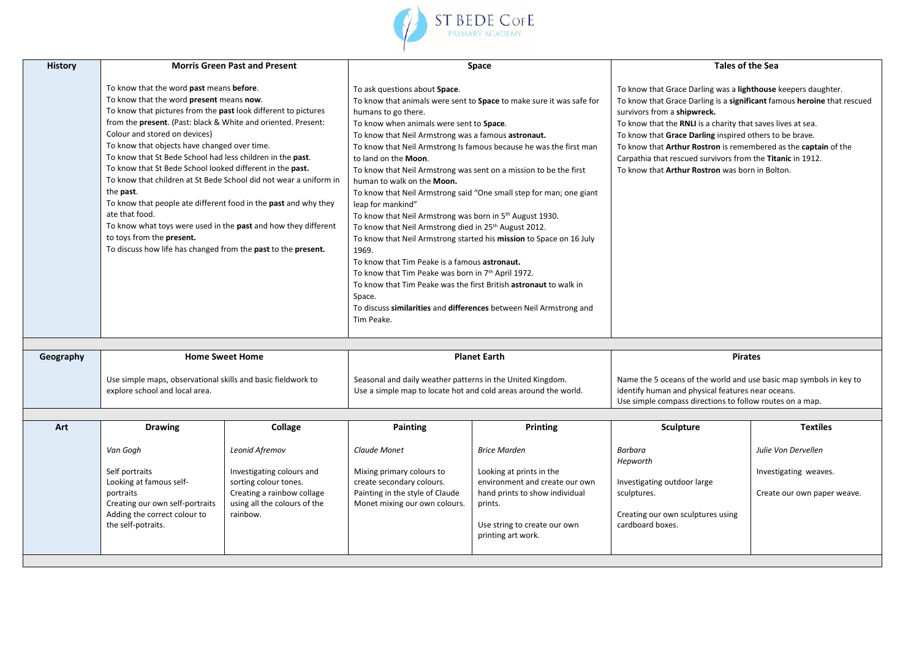ST BEDE CofE PRIMARY ACADEMY

| History | Morris Green Past and Present | | Space | | Tales of the Sea | |
|---|---|---|---|---|---|---|
| | To know that the word **past** means **before**.<br>To know that the word **present** means **now**.<br>To know that pictures from the **past** look different to pictures from the **present**. (Past: black & White and oriented. Present: Colour and stored on devices)<br>To know that objects have changed over time.<br>To know that St Bede School had less children in the **past**.<br>To know that St Bede School looked different in the **past.**<br>To know that children at St Bede School did not wear a uniform in the **past**.<br>To know that people ate different food in the **past** and why they ate that food.<br>To know what toys were used in the **past** and how they different to toys from the **present.**<br>To discuss how life has changed from the **past** to the **present.** | | To ask questions about **Space**.<br>To know that animals were sent to **Space** to make sure it was safe for humans to go there.<br>To know when animals were sent to **Space**.<br>To know that Neil Armstrong was a famous **astronaut.**<br>To know that Neil Armstrong Is famous because he was the first man to land on the **Moon**.<br>To know that Neil Armstrong was sent on a mission to be the first human to walk on the **Moon.**<br>To know that Neil Armstrong said "One small step for man; one giant leap for mankind"<br>To know that Neil Armstrong was born in 5th August 1930.<br>To know that Neil Armstrong died in 25th August 2012.<br>To know that Neil Armstrong started his **mission** to Space on 16 July 1969.<br>To know that Tim Peake is a famous **astronaut.**<br>To know that Tim Peake was born in 7th April 1972.<br>To know that Tim Peake was the first British **astronaut** to walk in Space.<br>To discuss **similarities** and **differences** between Neil Armstrong and Tim Peake. | | To know that Grace Darling was a **lighthouse** keepers daughter.<br>To know that Grace Darling is a **significant** famous **heroine** that rescued survivors from a **shipwreck.**<br>To know that the **RNLI** is a charity that saves lives at sea.<br>To know that **Grace Darling** inspired others to be brave.<br>To know that **Arthur Rostron** is remembered as the **captain** of the Carpathia that rescued survivors from the **Titanic** in 1912.<br>To know that **Arthur Rostron** was born in Bolton. | |
| **Geography** | **Home Sweet Home** | | **Planet Earth** | | **Pirates** | |
| | Use simple maps, observational skills and basic fieldwork to explore school and local area. | | Seasonal and daily weather patterns in the United Kingdom.<br>Use a simple map to locate hot and cold areas around the world. | | Name the 5 oceans of the world and use basic map symbols in key to identify human and physical features near oceans.<br>Use simple compass directions to follow routes on a map. | |
| **Art** | **Drawing** | **Collage** | **Painting** | **Printing** | **Sculpture** | **Textiles** |
| | *Van Gogh*<br><br>Self portraits<br>Looking at famous self-portraits<br>Creating our own self-portraits<br>Adding the correct colour to the self-potraits. | *Leonid Afremov*<br><br>Investigating colours and sorting colour tones.<br>Creating a rainbow collage using all the colours of the rainbow. | *Claude Monet*<br><br>Mixing primary colours to create secondary colours.<br>Painting in the style of Claude Monet mixing our own colours. | *Brice Marden*<br><br>Looking at prints in the environment and create our own hand prints to show individual prints.<br><br>Use string to create our own printing art work. | *Barbara Hepworth*<br><br>Investigating outdoor large sculptures.<br><br>Creating our own sculptures using cardboard boxes. | *Julie Von Dervellen*<br><br>Investigating weaves.<br><br>Create our own paper weave. |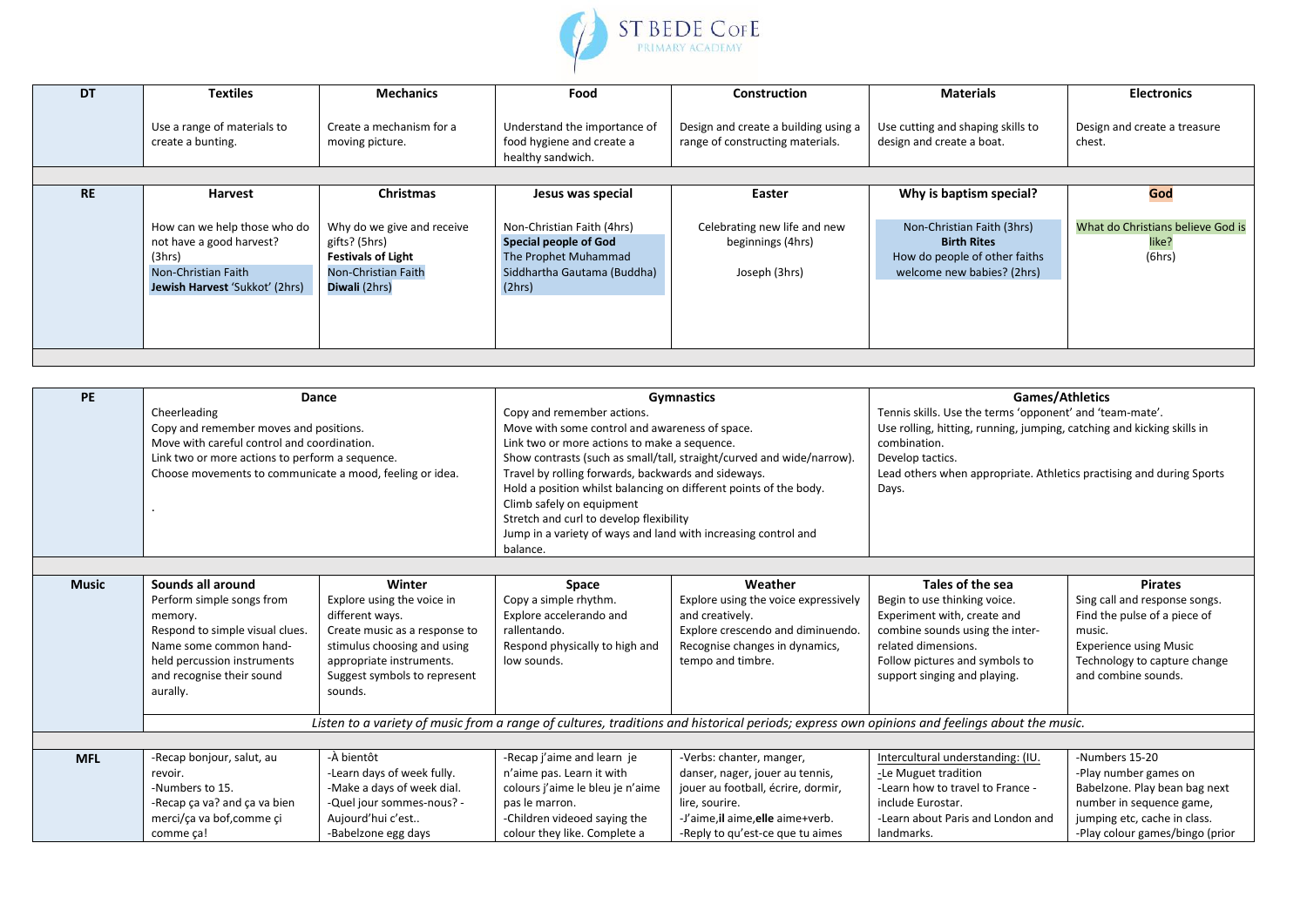ST BEDE CofE PRIMARY ACADEMY

| DT | Textiles | Mechanics | Food | Construction | Materials | Electronics |
|---|---|---|---|---|---|---|
| | Use a range of materials to create a bunting. | Create a mechanism for a moving picture. | Understand the importance of food hygiene and create a healthy sandwich. | Design and create a building using a range of constructing materials. | Use cutting and shaping skills to design and create a boat. | Design and create a treasure chest. |

| RE | Harvest | Christmas | Jesus was special | Easter | Why is baptism special? | God |
|---|---|---|---|---|---|---|
| | How can we help those who do not have a good harvest? (3hrs)<br>Non-Christian Faith<br>**Jewish Harvest** 'Sukkot' (2hrs) | Why do we give and receive gifts? (5hrs)<br>**Festivals of Light**<br>Non-Christian Faith<br>**Diwali** (2hrs) | Non-Christian Faith (4hrs)<br>**Special people of God**<br>The Prophet Muhammad<br>Siddhartha Gautama (Buddha) (2hrs) | Celebrating new life and new beginnings (4hrs)<br><br>Joseph (3hrs) | Non-Christian Faith (3hrs)<br>**Birth Rites**<br>How do people of other faiths welcome new babies? (2hrs) | What do Christians believe God is like?<br>(6hrs) |

| PE | Dance | Gymnastics | Games/Athletics |
|---|---|---|---|
| | Cheerleading<br>Copy and remember moves and positions.<br>Move with careful control and coordination.<br>Link two or more actions to perform a sequence.<br>Choose movements to communicate a mood, feeling or idea.<br><br>. | Copy and remember actions.<br>Move with some control and awareness of space.<br>Link two or more actions to make a sequence.<br>Show contrasts (such as small/tall, straight/curved and wide/narrow).<br>Travel by rolling forwards, backwards and sideways.<br>Hold a position whilst balancing on different points of the body.<br>Climb safely on equipment<br>Stretch and curl to develop flexibility<br>Jump in a variety of ways and land with increasing control and balance. | Tennis skills. Use the terms 'opponent' and 'team-mate'.<br>Use rolling, hitting, running, jumping, catching and kicking skills in combination.<br>Develop tactics.<br>Lead others when appropriate. Athletics practising and during Sports Days. |

| Music | Sounds all around | Winter | Space | Weather | Tales of the sea | Pirates |
|---|---|---|---|---|---|---|
| | Perform simple songs from memory.<br>Respond to simple visual clues.<br>Name some common hand-held percussion instruments and recognise their sound aurally. | Explore using the voice in different ways.<br>Create music as a response to stimulus choosing and using appropriate instruments.<br>Suggest symbols to represent sounds. | Copy a simple rhythm.<br>Explore accelerando and rallentando.<br>Respond physically to high and low sounds. | Explore using the voice expressively and creatively.<br>Explore crescendo and diminuendo.<br>Recognise changes in dynamics, tempo and timbre. | Begin to use thinking voice.<br>Experiment with, create and combine sounds using the inter-related dimensions.<br>Follow pictures and symbols to support singing and playing. | Sing call and response songs.<br>Find the pulse of a piece of music.<br>Experience using Music Technology to capture change and combine sounds. |
| | *Listen to a variety of music from a range of cultures, traditions and historical periods; express own opinions and feelings about the music.* | | | | | |

| MFL | | | | | | |
|---|---|---|---|---|---|---|
| | -Recap bonjour, salut, au revoir.<br>-Numbers to 15.<br>-Recap ça va? and ça va bien merci/ça va bof,comme çi comme ça! | -À bientôt<br>-Learn days of week fully.<br>-Make a days of week dial.<br>-Quel jour sommes-nous? - Aujourd'hui c'est..<br>-Babelzone egg days | -Recap j'aime and learn je n'aime pas. Learn it with colours j'aime le bleu je n'aime pas le marron.<br>-Children videoed saying the colour they like. Complete a | -Verbs: chanter, manger, danser, nager, jouer au tennis, jouer au football, écrire, dormir, lire, sourire.<br>-J'aime,**il** aime,**elle** aime+verb.<br>-Reply to qu'est-ce que tu aimes | Intercultural understanding: (IU.<br>-Le Muguet tradition<br>-Learn how to travel to France - include Eurostar.<br>-Learn about Paris and London and landmarks. | -Numbers 15-20<br>-Play number games on Babelzone. Play bean bag next number in sequence game, jumping etc, cache in class.<br>-Play colour games/bingo (prior |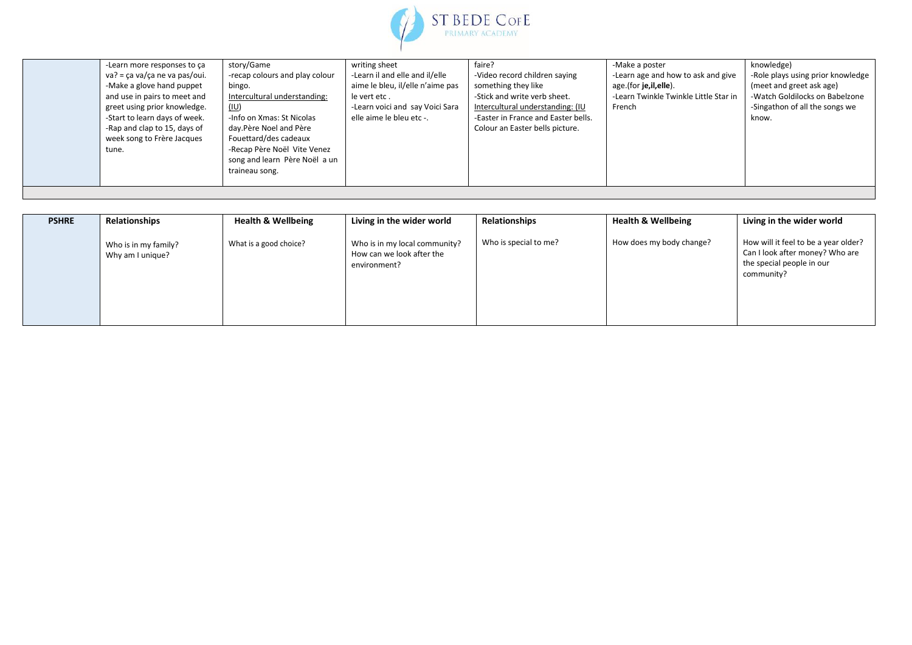| | | | | | | |
|---|---|---|---|---|---|---|
| | -Learn more responses to ça va? = ça va/ça ne va pas/oui.<br>-Make a glove hand puppet and use in pairs to meet and greet using prior knowledge.<br>-Start to learn days of week.<br>-Rap and clap to 15, days of week song to Frère Jacques tune. | story/Game<br>-recap colours and play colour bingo.<br>Intercultural understanding: (IU)<br>-Info on Xmas: St Nicolas day.Père Noel and Père Fouettard/des cadeaux<br>-Recap Père Noël Vite Venez song and learn Père Noël a un traineau song. | writing sheet<br>-Learn il and elle and il/elle aime le bleu, il/elle n'aime pas le vert etc .<br>-Learn voici and say Voici Sara elle aime le bleu etc -. | faire?<br>-Video record children saying something they like<br>-Stick and write verb sheet.<br>Intercultural understanding: (IU<br>-Easter in France and Easter bells. Colour an Easter bells picture. | -Make a poster<br>-Learn age and how to ask and give age.(for **je,il,elle**).<br>-Learn Twinkle Twinkle Little Star in French | knowledge)<br>-Role plays using prior knowledge (meet and greet ask age)<br>-Watch Goldilocks on Babelzone<br>-Singathon of all the songs we know. |

| **PSHRE** | **Relationships** | **Health & Wellbeing** | **Living in the wider world** | **Relationships** | **Health & Wellbeing** | **Living in the wider world** |
|---|---|---|---|---|---|---|
| | Who is in my family?<br>Why am I unique? | What is a good choice? | Who is in my local community? How can we look after the environment? | Who is special to me? | How does my body change? | How will it feel to be a year older? Can I look after money? Who are the special people in our community? |